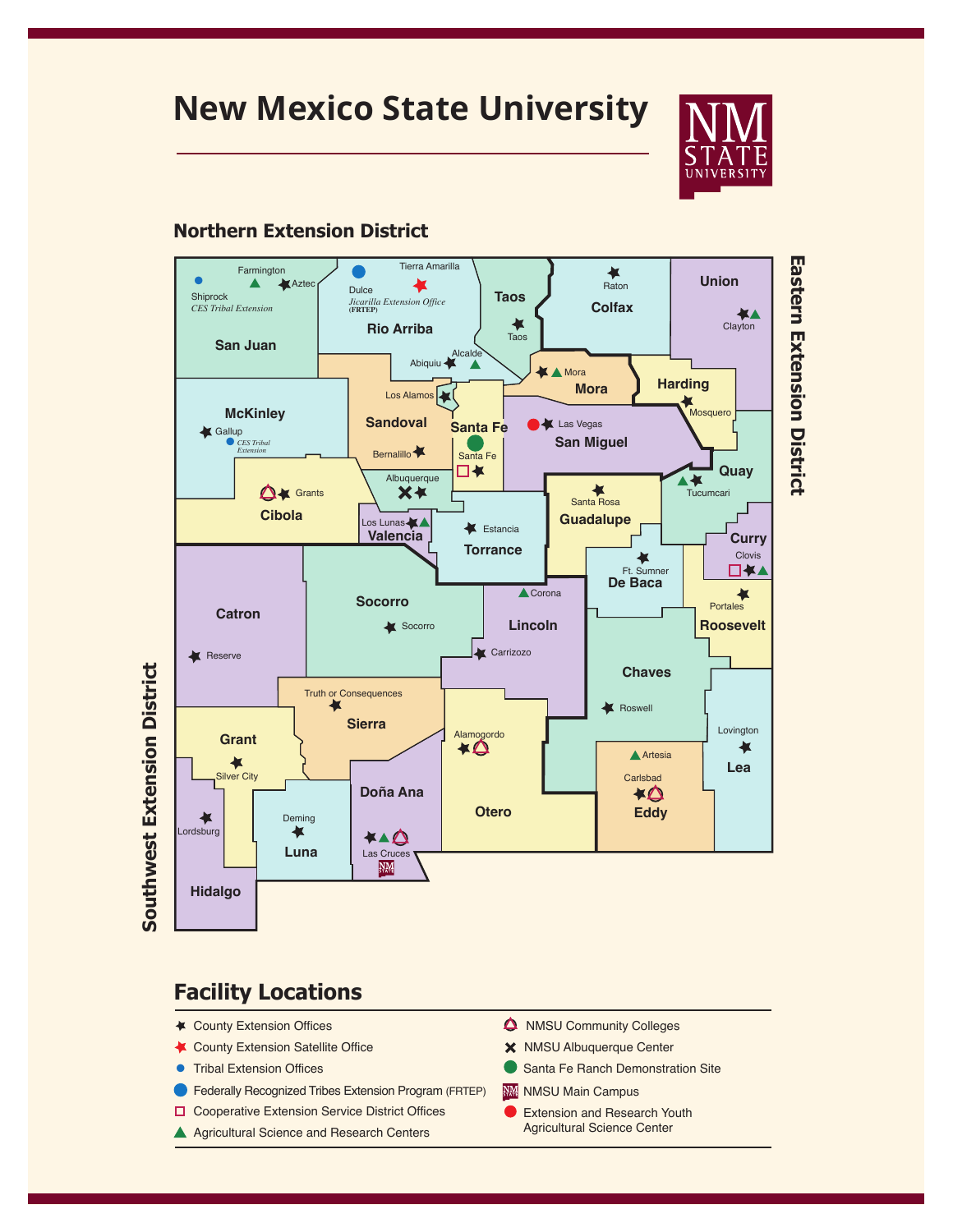# New Mexico State University

NM STATE UNIVERSITY

## Northern Extension District

Eastern Extension District

Southwest Extension District

San Juan: Farmington, Aztec, Shiprock *CES Tribal Extension*

Rio Arriba: Dulce, Tierra Amarilla *Jicarilla Extension Office* (FRTEP), Alcalde, Abiquiu

Taos: Taos

Colfax: Raton

Union: Clayton

McKinley: Gallup *CES Tribal Extension*

Sandoval: Bernalillo

Los Alamos

Santa Fe: Santa Fe

Mora: Mora

Harding: Mosquero

San Miguel: Las Vegas

Quay: Tucumcari

Cibola: Grants

Albuquerque

Valencia: Los Lunas

Torrance: Estancia

Guadalupe: Santa Rosa

Curry: Clovis

De Baca: Ft. Sumner

Roosevelt: Portales

Catron: Reserve

Socorro: Socorro

Lincoln: Corona, Carrizozo

Chaves: Roswell

Sierra: Truth or Consequences

Grant: Silver City

Otero: Alamogordo

Eddy: Artesia, Carlsbad

Lea: Lovington

Hidalgo: Lordsburg

Luna: Deming

Doña Ana: Las Cruces

## Facility Locations

- County Extension Offices
- County Extension Satellite Office
- Tribal Extension Offices
- Federally Recognized Tribes Extension Program (FRTEP)
- Cooperative Extension Service District Offices
- Agricultural Science and Research Centers
- NMSU Community Colleges
- NMSU Albuquerque Center
- Santa Fe Ranch Demonstration Site
- NMSU Main Campus
- Extension and Research Youth Agricultural Science Center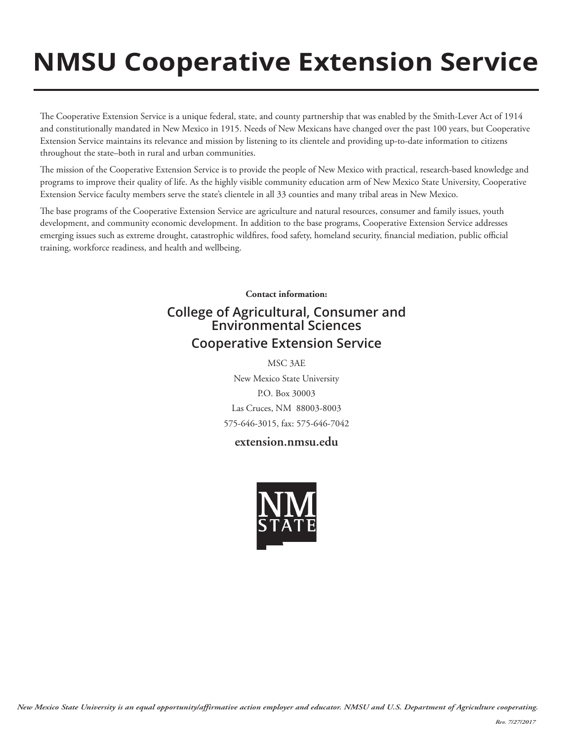# NMSU Cooperative Extension Service

The Cooperative Extension Service is a unique federal, state, and county partnership that was enabled by the Smith-Lever Act of 1914 and constitutionally mandated in New Mexico in 1915. Needs of New Mexicans have changed over the past 100 years, but Cooperative Extension Service maintains its relevance and mission by listening to its clientele and providing up-to-date information to citizens throughout the state–both in rural and urban communities.

The mission of the Cooperative Extension Service is to provide the people of New Mexico with practical, research-based knowledge and programs to improve their quality of life. As the highly visible community education arm of New Mexico State University, Cooperative Extension Service faculty members serve the state's clientele in all 33 counties and many tribal areas in New Mexico.

The base programs of the Cooperative Extension Service are agriculture and natural resources, consumer and family issues, youth development, and community economic development. In addition to the base programs, Cooperative Extension Service addresses emerging issues such as extreme drought, catastrophic wildfires, food safety, homeland security, financial mediation, public official training, workforce readiness, and health and wellbeing.

**Contact information:**

## College of Agricultural, Consumer and Environmental Sciences
## Cooperative Extension Service

MSC 3AE

New Mexico State University

P.O. Box 30003

Las Cruces, NM 88003-8003

575-646-3015, fax: 575-646-7042

**extension.nmsu.edu**

NM STATE

***New Mexico State University is an equal opportunity/affirmative action employer and educator. NMSU and U.S. Department of Agriculture cooperating.***

*Rev. 7/27/2017*